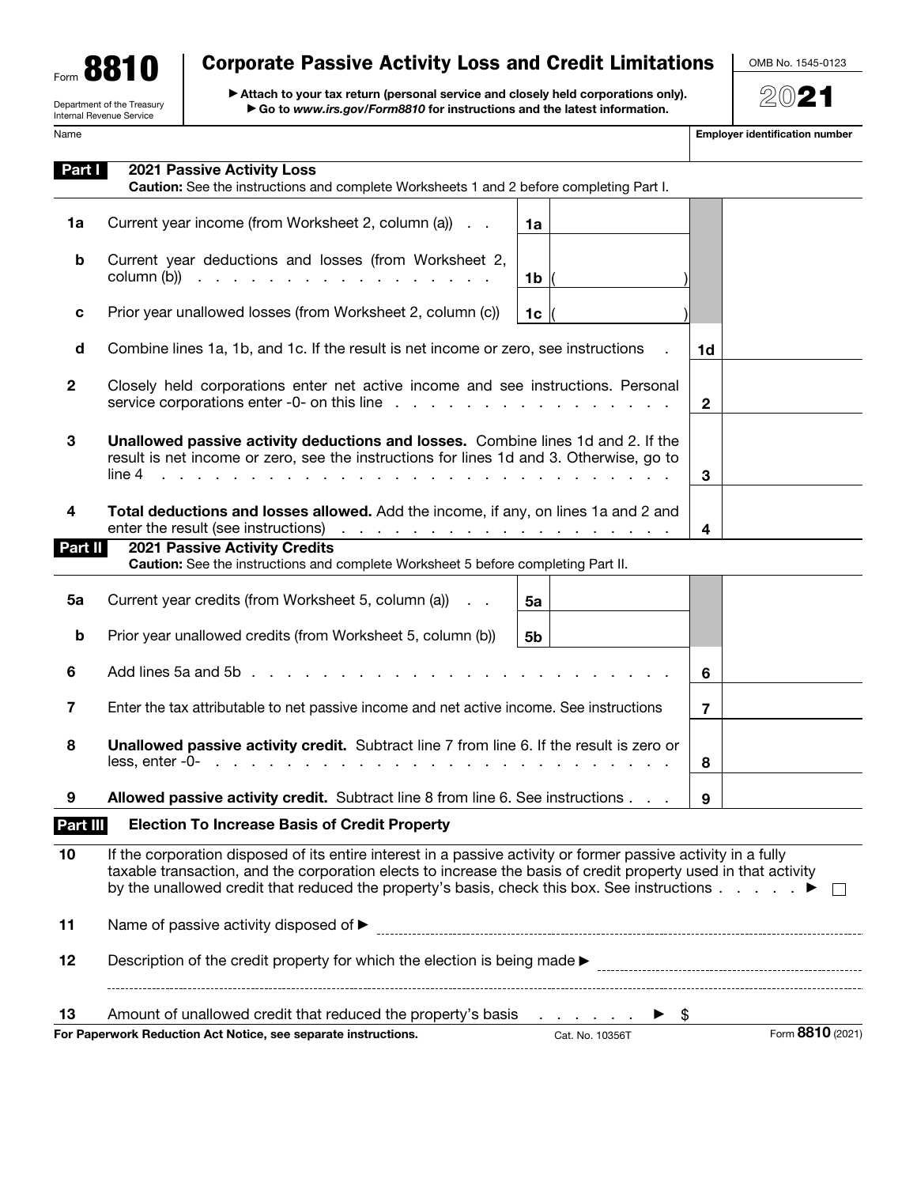Form **8810**

Department of the Treasury
Internal Revenue Service

# Corporate Passive Activity Loss and Credit Limitations

▶ Attach to your tax return (personal service and closely held corporations only).
▶ Go to *www.irs.gov/Form8810* for instructions and the latest information.

OMB No. 1545-0123

**2021**

Name | **Employer identification number**

## Part I 2021 Passive Activity Loss

**Caution:** See the instructions and complete Worksheets 1 and 2 before completing Part I.

| | | | | | |
|---|---|---|---|---|---|
| **1a** | Current year income (from Worksheet 2, column (a)) | 1a | | | |
| **b** | Current year deductions and losses (from Worksheet 2, column (b)) | 1b | ( ) | | |
| **c** | Prior year unallowed losses (from Worksheet 2, column (c)) | 1c | ( ) | | |
| **d** | Combine lines 1a, 1b, and 1c. If the result is net income or zero, see instructions | | | 1d | |
| **2** | Closely held corporations enter net active income and see instructions. Personal service corporations enter -0- on this line | | | 2 | |
| **3** | **Unallowed passive activity deductions and losses.** Combine lines 1d and 2. If the result is net income or zero, see the instructions for lines 1d and 3. Otherwise, go to line 4 | | | 3 | |
| **4** | **Total deductions and losses allowed.** Add the income, if any, on lines 1a and 2 and enter the result (see instructions) | | | 4 | |

## Part II 2021 Passive Activity Credits

**Caution:** See the instructions and complete Worksheet 5 before completing Part II.

| | | | | | |
|---|---|---|---|---|---|
| **5a** | Current year credits (from Worksheet 5, column (a)) | 5a | | | |
| **b** | Prior year unallowed credits (from Worksheet 5, column (b)) | 5b | | | |
| **6** | Add lines 5a and 5b | | | 6 | |
| **7** | Enter the tax attributable to net passive income and net active income. See instructions | | | 7 | |
| **8** | **Unallowed passive activity credit.** Subtract line 7 from line 6. If the result is zero or less, enter -0- | | | 8 | |
| **9** | **Allowed passive activity credit.** Subtract line 8 from line 6. See instructions | | | 9 | |

## Part III Election To Increase Basis of Credit Property

**10** If the corporation disposed of its entire interest in a passive activity or former passive activity in a fully taxable transaction, and the corporation elects to increase the basis of credit property used in that activity by the unallowed credit that reduced the property's basis, check this box. See instructions ▶ ☐

**11** Name of passive activity disposed of ▶

**12** Description of the credit property for which the election is being made ▶

**13** Amount of unallowed credit that reduced the property's basis ▶ $

**For Paperwork Reduction Act Notice, see separate instructions.** Cat. No. 10356T Form **8810** (2021)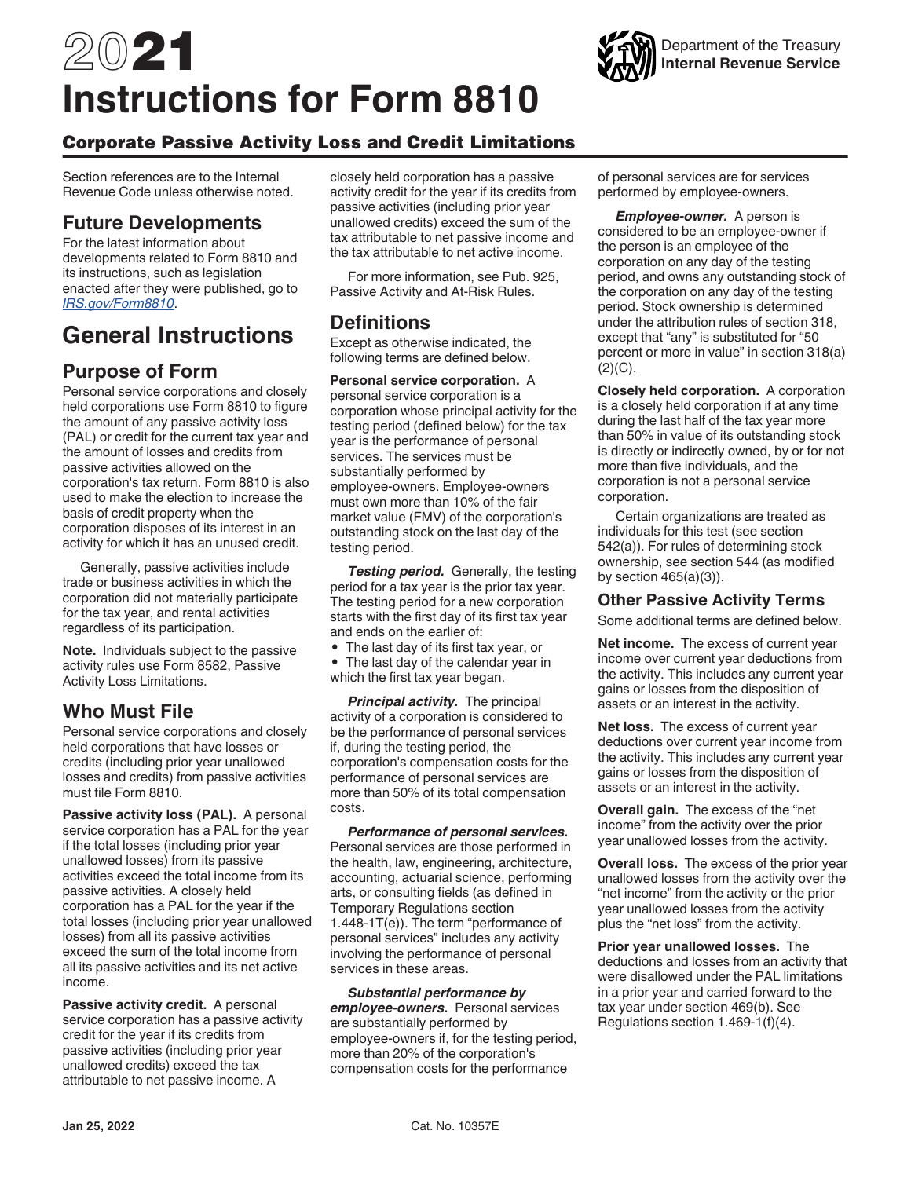# 2021 Instructions for Form 8810

## Corporate Passive Activity Loss and Credit Limitations

Section references are to the Internal Revenue Code unless otherwise noted.

## Future Developments

For the latest information about developments related to Form 8810 and its instructions, such as legislation enacted after they were published, go to *IRS.gov/Form8810*.

# General Instructions

## Purpose of Form

Personal service corporations and closely held corporations use Form 8810 to figure the amount of any passive activity loss (PAL) or credit for the current tax year and the amount of losses and credits from passive activities allowed on the corporation's tax return. Form 8810 is also used to make the election to increase the basis of credit property when the corporation disposes of its interest in an activity for which it has an unused credit.

Generally, passive activities include trade or business activities in which the corporation did not materially participate for the tax year, and rental activities regardless of its participation.

**Note.** Individuals subject to the passive activity rules use Form 8582, Passive Activity Loss Limitations.

## Who Must File

Personal service corporations and closely held corporations that have losses or credits (including prior year unallowed losses and credits) from passive activities must file Form 8810.

**Passive activity loss (PAL).** A personal service corporation has a PAL for the year if the total losses (including prior year unallowed losses) from its passive activities exceed the total income from its passive activities. A closely held corporation has a PAL for the year if the total losses (including prior year unallowed losses) from all its passive activities exceed the sum of the total income from all its passive activities and its net active income.

**Passive activity credit.** A personal service corporation has a passive activity credit for the year if its credits from passive activities (including prior year unallowed credits) exceed the tax attributable to net passive income. A closely held corporation has a passive activity credit for the year if its credits from passive activities (including prior year unallowed credits) exceed the sum of the tax attributable to net passive income and the tax attributable to net active income.

For more information, see Pub. 925, Passive Activity and At-Risk Rules.

## Definitions

Except as otherwise indicated, the following terms are defined below.

**Personal service corporation.** A personal service corporation is a corporation whose principal activity for the testing period (defined below) for the tax year is the performance of personal services. The services must be substantially performed by employee-owners. Employee-owners must own more than 10% of the fair market value (FMV) of the corporation's outstanding stock on the last day of the testing period.

***Testing period.*** Generally, the testing period for a tax year is the prior tax year. The testing period for a new corporation starts with the first day of its first tax year and ends on the earlier of:

- The last day of its first tax year, or
- The last day of the calendar year in which the first tax year began.

***Principal activity.*** The principal activity of a corporation is considered to be the performance of personal services if, during the testing period, the corporation's compensation costs for the performance of personal services are more than 50% of its total compensation costs.

***Performance of personal services.*** Personal services are those performed in the health, law, engineering, architecture, accounting, actuarial science, performing arts, or consulting fields (as defined in Temporary Regulations section 1.448-1T(e)). The term "performance of personal services" includes any activity involving the performance of personal services in these areas.

***Substantial performance by employee-owners.*** Personal services are substantially performed by employee-owners if, for the testing period, more than 20% of the corporation's compensation costs for the performance of personal services are for services performed by employee-owners.

***Employee-owner.*** A person is considered to be an employee-owner if the person is an employee of the corporation on any day of the testing period, and owns any outstanding stock of the corporation on any day of the testing period. Stock ownership is determined under the attribution rules of section 318, except that "any" is substituted for "50 percent or more in value" in section 318(a)(2)(C).

**Closely held corporation.** A corporation is a closely held corporation if at any time during the last half of the tax year more than 50% in value of its outstanding stock is directly or indirectly owned, by or for not more than five individuals, and the corporation is not a personal service corporation.

Certain organizations are treated as individuals for this test (see section 542(a)). For rules of determining stock ownership, see section 544 (as modified by section 465(a)(3)).

### Other Passive Activity Terms

Some additional terms are defined below.

**Net income.** The excess of current year income over current year deductions from the activity. This includes any current year gains or losses from the disposition of assets or an interest in the activity.

**Net loss.** The excess of current year deductions over current year income from the activity. This includes any current year gains or losses from the disposition of assets or an interest in the activity.

**Overall gain.** The excess of the "net income" from the activity over the prior year unallowed losses from the activity.

**Overall loss.** The excess of the prior year unallowed losses from the activity over the "net income" from the activity or the prior year unallowed losses from the activity plus the "net loss" from the activity.

**Prior year unallowed losses.** The deductions and losses from an activity that were disallowed under the PAL limitations in a prior year and carried forward to the tax year under section 469(b). See Regulations section 1.469-1(f)(4).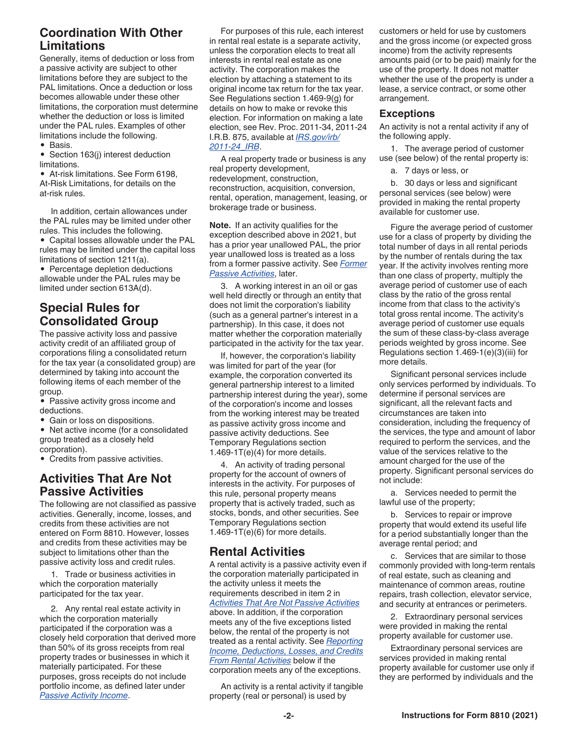## Coordination With Other Limitations

Generally, items of deduction or loss from a passive activity are subject to other limitations before they are subject to the PAL limitations. Once a deduction or loss becomes allowable under these other limitations, the corporation must determine whether the deduction or loss is limited under the PAL rules. Examples of other limitations include the following.

- Basis.
- Section 163(j) interest deduction limitations.
- At-risk limitations. See Form 6198, At-Risk Limitations, for details on the at-risk rules.

In addition, certain allowances under the PAL rules may be limited under other rules. This includes the following.

- Capital losses allowable under the PAL rules may be limited under the capital loss limitations of section 1211(a).
- Percentage depletion deductions allowable under the PAL rules may be limited under section 613A(d).

## Special Rules for Consolidated Group

The passive activity loss and passive activity credit of an affiliated group of corporations filing a consolidated return for the tax year (a consolidated group) are determined by taking into account the following items of each member of the group.

- Passive activity gross income and deductions.
- Gain or loss on dispositions.
- Net active income (for a consolidated group treated as a closely held corporation).
- Credits from passive activities.

## Activities That Are Not Passive Activities

The following are not classified as passive activities. Generally, income, losses, and credits from these activities are not entered on Form 8810. However, losses and credits from these activities may be subject to limitations other than the passive activity loss and credit rules.

1. Trade or business activities in which the corporation materially participated for the tax year.

2. Any rental real estate activity in which the corporation materially participated if the corporation was a closely held corporation that derived more than 50% of its gross receipts from real property trades or businesses in which it materially participated. For these purposes, gross receipts do not include portfolio income, as defined later under *Passive Activity Income*.

For purposes of this rule, each interest in rental real estate is a separate activity, unless the corporation elects to treat all interests in rental real estate as one activity. The corporation makes the election by attaching a statement to its original income tax return for the tax year. See Regulations section 1.469-9(g) for details on how to make or revoke this election. For information on making a late election, see Rev. Proc. 2011-34, 2011-24 I.R.B. 875, available at *IRS.gov/irb/2011-24_IRB*.

A real property trade or business is any real property development, redevelopment, construction, reconstruction, acquisition, conversion, rental, operation, management, leasing, or brokerage trade or business.

**Note.** If an activity qualifies for the exception described above in 2021, but has a prior year unallowed PAL, the prior year unallowed loss is treated as a loss from a former passive activity. See *Former Passive Activities*, later.

3. A working interest in an oil or gas well held directly or through an entity that does not limit the corporation's liability (such as a general partner's interest in a partnership). In this case, it does not matter whether the corporation materially participated in the activity for the tax year.

If, however, the corporation's liability was limited for part of the year (for example, the corporation converted its general partnership interest to a limited partnership interest during the year), some of the corporation's income and losses from the working interest may be treated as passive activity gross income and passive activity deductions. See Temporary Regulations section 1.469-1T(e)(4) for more details.

4. An activity of trading personal property for the account of owners of interests in the activity. For purposes of this rule, personal property means property that is actively traded, such as stocks, bonds, and other securities. See Temporary Regulations section 1.469-1T(e)(6) for more details.

## Rental Activities

A rental activity is a passive activity even if the corporation materially participated in the activity unless it meets the requirements described in item 2 in *Activities That Are Not Passive Activities* above. In addition, if the corporation meets any of the five exceptions listed below, the rental of the property is not treated as a rental activity. See *Reporting Income, Deductions, Losses, and Credits From Rental Activities* below if the corporation meets any of the exceptions.

An activity is a rental activity if tangible property (real or personal) is used by customers or held for use by customers and the gross income (or expected gross income) from the activity represents amounts paid (or to be paid) mainly for the use of the property. It does not matter whether the use of the property is under a lease, a service contract, or some other arrangement.

### Exceptions

An activity is not a rental activity if any of the following apply.

1. The average period of customer use (see below) of the rental property is:

a. 7 days or less, or

b. 30 days or less and significant personal services (see below) were provided in making the rental property available for customer use.

Figure the average period of customer use for a class of property by dividing the total number of days in all rental periods by the number of rentals during the tax year. If the activity involves renting more than one class of property, multiply the average period of customer use of each class by the ratio of the gross rental income from that class to the activity's total gross rental income. The activity's average period of customer use equals the sum of these class-by-class average periods weighted by gross income. See Regulations section 1.469-1(e)(3)(iii) for more details.

Significant personal services include only services performed by individuals. To determine if personal services are significant, all the relevant facts and circumstances are taken into consideration, including the frequency of the services, the type and amount of labor required to perform the services, and the value of the services relative to the amount charged for the use of the property. Significant personal services do not include:

a. Services needed to permit the lawful use of the property;

b. Services to repair or improve property that would extend its useful life for a period substantially longer than the average rental period; and

c. Services that are similar to those commonly provided with long-term rentals of real estate, such as cleaning and maintenance of common areas, routine repairs, trash collection, elevator service, and security at entrances or perimeters.

2. Extraordinary personal services were provided in making the rental property available for customer use.

Extraordinary personal services are services provided in making rental property available for customer use only if they are performed by individuals and the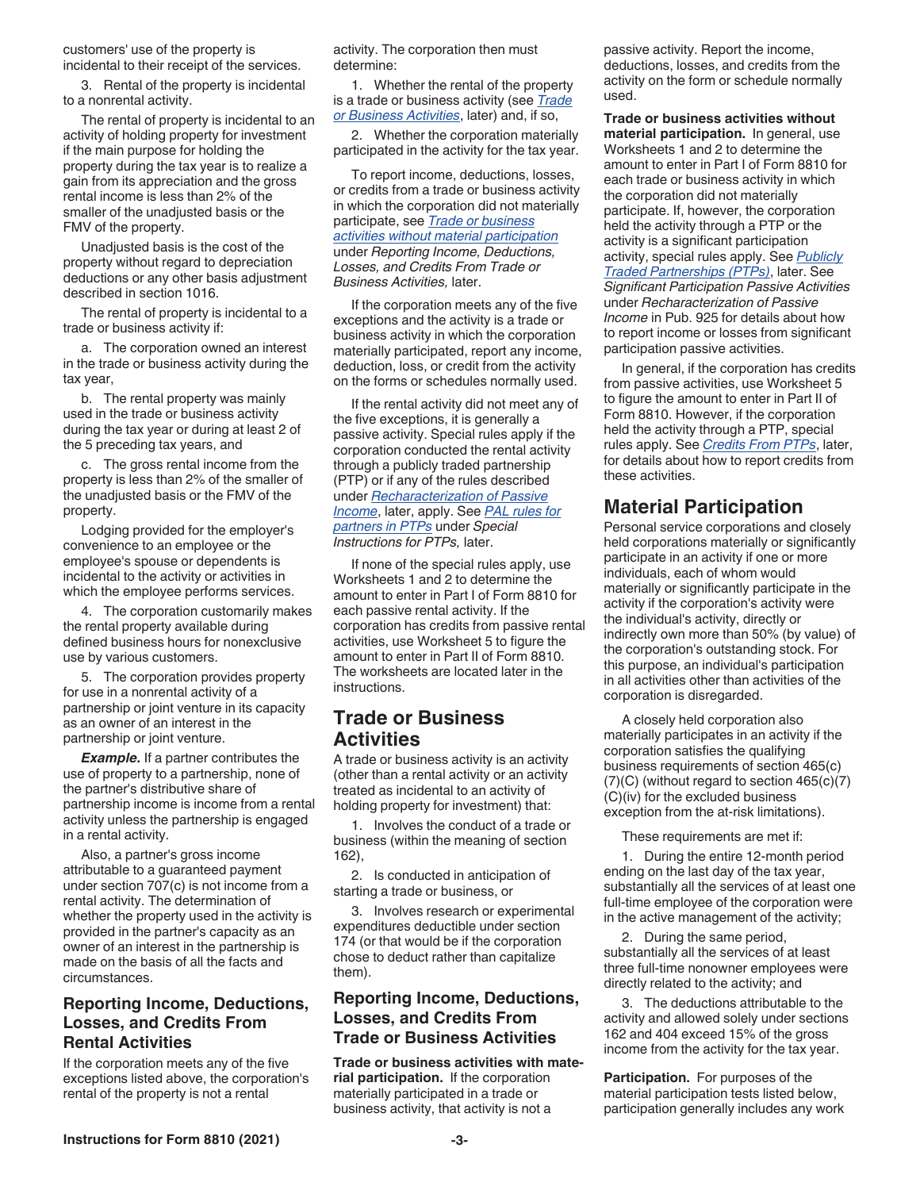customers' use of the property is incidental to their receipt of the services.

3. Rental of the property is incidental to a nonrental activity.

The rental of property is incidental to an activity of holding property for investment if the main purpose for holding the property during the tax year is to realize a gain from its appreciation and the gross rental income is less than 2% of the smaller of the unadjusted basis or the FMV of the property.

Unadjusted basis is the cost of the property without regard to depreciation deductions or any other basis adjustment described in section 1016.

The rental of property is incidental to a trade or business activity if:

a. The corporation owned an interest in the trade or business activity during the tax year,

b. The rental property was mainly used in the trade or business activity during the tax year or during at least 2 of the 5 preceding tax years, and

c. The gross rental income from the property is less than 2% of the smaller of the unadjusted basis or the FMV of the property.

Lodging provided for the employer's convenience to an employee or the employee's spouse or dependents is incidental to the activity or activities in which the employee performs services.

4. The corporation customarily makes the rental property available during defined business hours for nonexclusive use by various customers.

5. The corporation provides property for use in a nonrental activity of a partnership or joint venture in its capacity as an owner of an interest in the partnership or joint venture.

***Example.*** If a partner contributes the use of property to a partnership, none of the partner's distributive share of partnership income is income from a rental activity unless the partnership is engaged in a rental activity.

Also, a partner's gross income attributable to a guaranteed payment under section 707(c) is not income from a rental activity. The determination of whether the property used in the activity is provided in the partner's capacity as an owner of an interest in the partnership is made on the basis of all the facts and circumstances.

### Reporting Income, Deductions, Losses, and Credits From Rental Activities

If the corporation meets any of the five exceptions listed above, the corporation's rental of the property is not a rental activity. The corporation then must determine:

1. Whether the rental of the property is a trade or business activity (see *Trade or Business Activities*, later) and, if so,

2. Whether the corporation materially participated in the activity for the tax year.

To report income, deductions, losses, or credits from a trade or business activity in which the corporation did not materially participate, see *Trade or business activities without material participation* under *Reporting Income, Deductions, Losses, and Credits From Trade or Business Activities,* later.

If the corporation meets any of the five exceptions and the activity is a trade or business activity in which the corporation materially participated, report any income, deduction, loss, or credit from the activity on the forms or schedules normally used.

If the rental activity did not meet any of the five exceptions, it is generally a passive activity. Special rules apply if the corporation conducted the rental activity through a publicly traded partnership (PTP) or if any of the rules described under *Recharacterization of Passive Income*, later, apply. See *PAL rules for partners in PTPs* under *Special Instructions for PTPs,* later.

If none of the special rules apply, use Worksheets 1 and 2 to determine the amount to enter in Part I of Form 8810 for each passive rental activity. If the corporation has credits from passive rental activities, use Worksheet 5 to figure the amount to enter in Part II of Form 8810. The worksheets are located later in the instructions.

## Trade or Business Activities

A trade or business activity is an activity (other than a rental activity or an activity treated as incidental to an activity of holding property for investment) that:

1. Involves the conduct of a trade or business (within the meaning of section 162),

2. Is conducted in anticipation of starting a trade or business, or

3. Involves research or experimental expenditures deductible under section 174 (or that would be if the corporation chose to deduct rather than capitalize them).

### Reporting Income, Deductions, Losses, and Credits From Trade or Business Activities

**Trade or business activities with material participation.** If the corporation materially participated in a trade or business activity, that activity is not a passive activity. Report the income, deductions, losses, and credits from the activity on the form or schedule normally used.

**Trade or business activities without material participation.** In general, use Worksheets 1 and 2 to determine the amount to enter in Part I of Form 8810 for each trade or business activity in which the corporation did not materially participate. If, however, the corporation held the activity through a PTP or the activity is a significant participation activity, special rules apply. See *Publicly Traded Partnerships (PTPs)*, later. See *Significant Participation Passive Activities* under *Recharacterization of Passive Income* in Pub. 925 for details about how to report income or losses from significant participation passive activities.

In general, if the corporation has credits from passive activities, use Worksheet 5 to figure the amount to enter in Part II of Form 8810. However, if the corporation held the activity through a PTP, special rules apply. See *Credits From PTPs*, later, for details about how to report credits from these activities.

## Material Participation

Personal service corporations and closely held corporations materially or significantly participate in an activity if one or more individuals, each of whom would materially or significantly participate in the activity if the corporation's activity were the individual's activity, directly or indirectly own more than 50% (by value) of the corporation's outstanding stock. For this purpose, an individual's participation in all activities other than activities of the corporation is disregarded.

A closely held corporation also materially participates in an activity if the corporation satisfies the qualifying business requirements of section 465(c)(7)(C) (without regard to section 465(c)(7)(C)(iv) for the excluded business exception from the at-risk limitations).

These requirements are met if:

1. During the entire 12-month period ending on the last day of the tax year, substantially all the services of at least one full-time employee of the corporation were in the active management of the activity;

2. During the same period, substantially all the services of at least three full-time nonowner employees were directly related to the activity; and

3. The deductions attributable to the activity and allowed solely under sections 162 and 404 exceed 15% of the gross income from the activity for the tax year.

**Participation.** For purposes of the material participation tests listed below, participation generally includes any work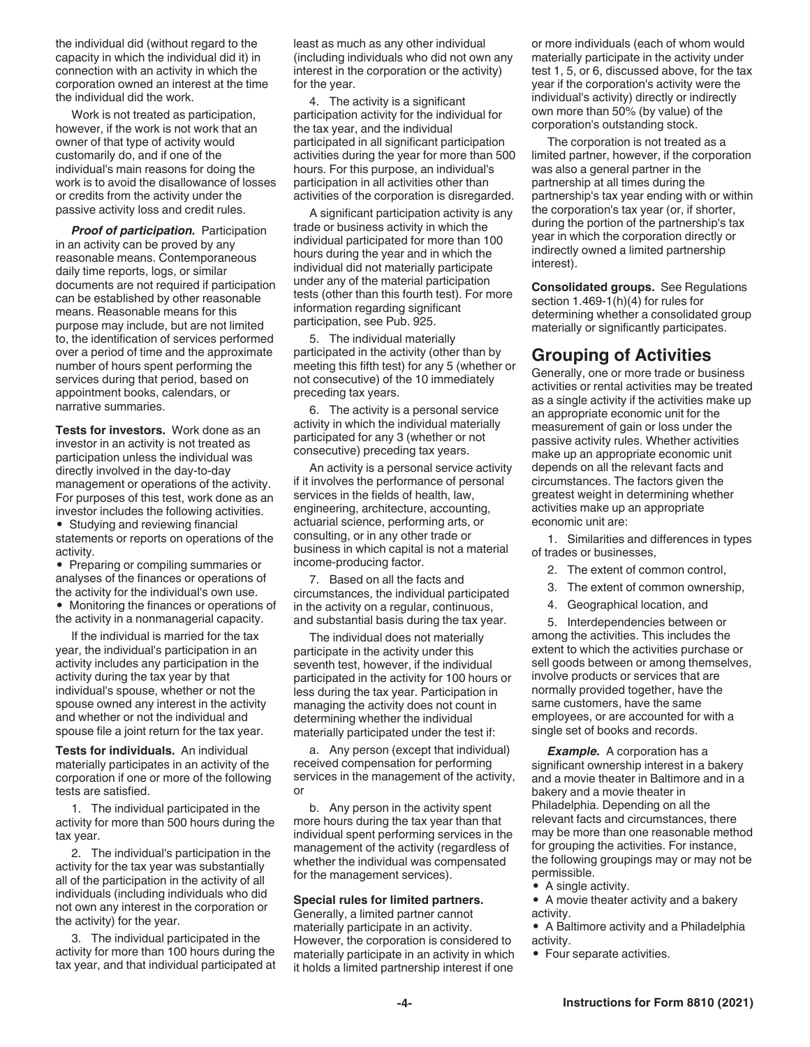the individual did (without regard to the capacity in which the individual did it) in connection with an activity in which the corporation owned an interest at the time the individual did the work.

Work is not treated as participation, however, if the work is not work that an owner of that type of activity would customarily do, and if one of the individual's main reasons for doing the work is to avoid the disallowance of losses or credits from the activity under the passive activity loss and credit rules.

***Proof of participation.*** Participation in an activity can be proved by any reasonable means. Contemporaneous daily time reports, logs, or similar documents are not required if participation can be established by other reasonable means. Reasonable means for this purpose may include, but are not limited to, the identification of services performed over a period of time and the approximate number of hours spent performing the services during that period, based on appointment books, calendars, or narrative summaries.

**Tests for investors.** Work done as an investor in an activity is not treated as participation unless the individual was directly involved in the day-to-day management or operations of the activity. For purposes of this test, work done as an investor includes the following activities.

- Studying and reviewing financial statements or reports on operations of the activity.
- Preparing or compiling summaries or analyses of the finances or operations of the activity for the individual's own use.
- Monitoring the finances or operations of the activity in a nonmanagerial capacity.

If the individual is married for the tax year, the individual's participation in an activity includes any participation in the activity during the tax year by that individual's spouse, whether or not the spouse owned any interest in the activity and whether or not the individual and spouse file a joint return for the tax year.

**Tests for individuals.** An individual materially participates in an activity of the corporation if one or more of the following tests are satisfied.

1. The individual participated in the activity for more than 500 hours during the tax year.

2. The individual's participation in the activity for the tax year was substantially all of the participation in the activity of all individuals (including individuals who did not own any interest in the corporation or the activity) for the year.

3. The individual participated in the activity for more than 100 hours during the tax year, and that individual participated at least as much as any other individual (including individuals who did not own any interest in the corporation or the activity) for the year.

4. The activity is a significant participation activity for the individual for the tax year, and the individual participated in all significant participation activities during the year for more than 500 hours. For this purpose, an individual's participation in all activities other than activities of the corporation is disregarded.

A significant participation activity is any trade or business activity in which the individual participated for more than 100 hours during the year and in which the individual did not materially participate under any of the material participation tests (other than this fourth test). For more information regarding significant participation, see Pub. 925.

5. The individual materially participated in the activity (other than by meeting this fifth test) for any 5 (whether or not consecutive) of the 10 immediately preceding tax years.

6. The activity is a personal service activity in which the individual materially participated for any 3 (whether or not consecutive) preceding tax years.

An activity is a personal service activity if it involves the performance of personal services in the fields of health, law, engineering, architecture, accounting, actuarial science, performing arts, or consulting, or in any other trade or business in which capital is not a material income-producing factor.

7. Based on all the facts and circumstances, the individual participated in the activity on a regular, continuous, and substantial basis during the tax year.

The individual does not materially participate in the activity under this seventh test, however, if the individual participated in the activity for 100 hours or less during the tax year. Participation in managing the activity does not count in determining whether the individual materially participated under the test if:

a. Any person (except that individual) received compensation for performing services in the management of the activity, or

b. Any person in the activity spent more hours during the tax year than that individual spent performing services in the management of the activity (regardless of whether the individual was compensated for the management services).

**Special rules for limited partners.** Generally, a limited partner cannot materially participate in an activity. However, the corporation is considered to materially participate in an activity in which it holds a limited partnership interest if one or more individuals (each of whom would materially participate in the activity under test 1, 5, or 6, discussed above, for the tax year if the corporation's activity were the individual's activity) directly or indirectly own more than 50% (by value) of the corporation's outstanding stock.

The corporation is not treated as a limited partner, however, if the corporation was also a general partner in the partnership at all times during the partnership's tax year ending with or within the corporation's tax year (or, if shorter, during the portion of the partnership's tax year in which the corporation directly or indirectly owned a limited partnership interest).

**Consolidated groups.** See Regulations section 1.469-1(h)(4) for rules for determining whether a consolidated group materially or significantly participates.

## Grouping of Activities

Generally, one or more trade or business activities or rental activities may be treated as a single activity if the activities make up an appropriate economic unit for the measurement of gain or loss under the passive activity rules. Whether activities make up an appropriate economic unit depends on all the relevant facts and circumstances. The factors given the greatest weight in determining whether activities make up an appropriate economic unit are:

1. Similarities and differences in types of trades or businesses,
2. The extent of common control,
3. The extent of common ownership,
4. Geographical location, and
5. Interdependencies between or among the activities. This includes the extent to which the activities purchase or sell goods between or among themselves, involve products or services that are normally provided together, have the same customers, have the same employees, or are accounted for with a single set of books and records.

***Example.*** A corporation has a significant ownership interest in a bakery and a movie theater in Baltimore and in a bakery and a movie theater in Philadelphia. Depending on all the relevant facts and circumstances, there may be more than one reasonable method for grouping the activities. For instance, the following groupings may or may not be permissible.

- A single activity.
- A movie theater activity and a bakery activity.
- A Baltimore activity and a Philadelphia activity.
- Four separate activities.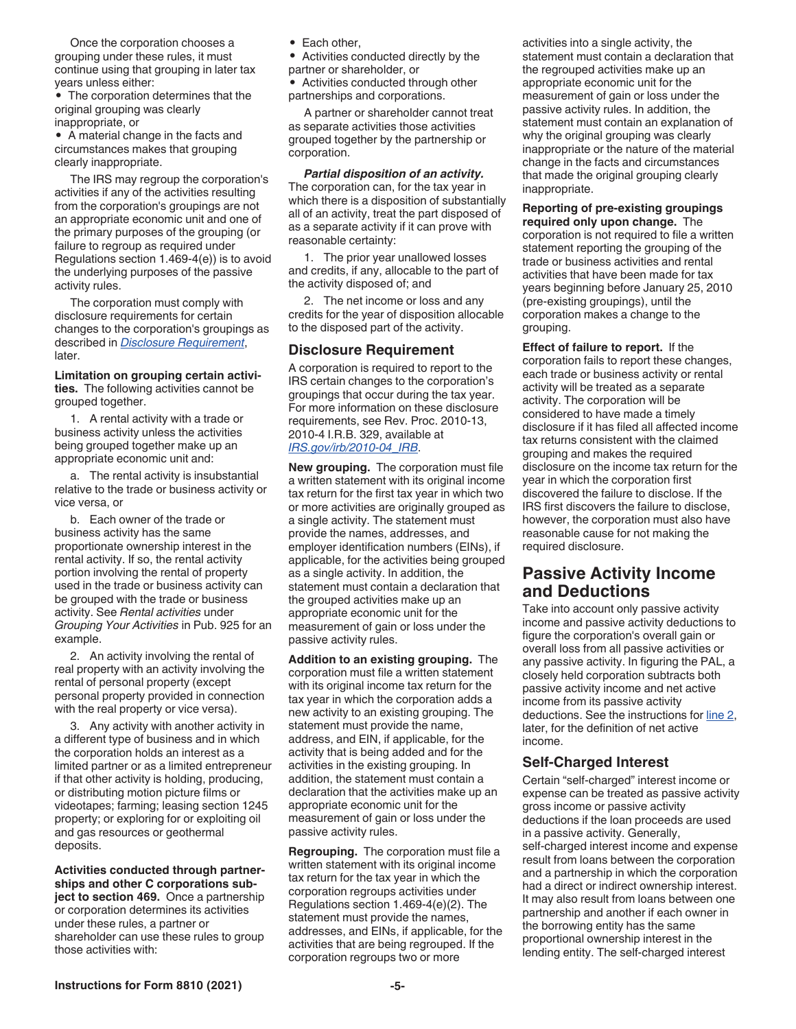Once the corporation chooses a grouping under these rules, it must continue using that grouping in later tax years unless either:

- The corporation determines that the original grouping was clearly inappropriate, or
- A material change in the facts and circumstances makes that grouping clearly inappropriate.

The IRS may regroup the corporation's activities if any of the activities resulting from the corporation's groupings are not an appropriate economic unit and one of the primary purposes of the grouping (or failure to regroup as required under Regulations section 1.469-4(e)) is to avoid the underlying purposes of the passive activity rules.

The corporation must comply with disclosure requirements for certain changes to the corporation's groupings as described in *Disclosure Requirement*, later.

**Limitation on grouping certain activities.** The following activities cannot be grouped together.

1. A rental activity with a trade or business activity unless the activities being grouped together make up an appropriate economic unit and:

   a. The rental activity is insubstantial relative to the trade or business activity or vice versa, or

   b. Each owner of the trade or business activity has the same proportionate ownership interest in the rental activity. If so, the rental activity portion involving the rental of property used in the trade or business activity can be grouped with the trade or business activity. See *Rental activities* under *Grouping Your Activities* in Pub. 925 for an example.

2. An activity involving the rental of real property with an activity involving the rental of personal property (except personal property provided in connection with the real property or vice versa).

3. Any activity with another activity in a different type of business and in which the corporation holds an interest as a limited partner or as a limited entrepreneur if that other activity is holding, producing, or distributing motion picture films or videotapes; farming; leasing section 1245 property; or exploring for or exploiting oil and gas resources or geothermal deposits.

**Activities conducted through partnerships and other C corporations subject to section 469.** Once a partnership or corporation determines its activities under these rules, a partner or shareholder can use these rules to group those activities with:

- Each other,
- Activities conducted directly by the partner or shareholder, or
- Activities conducted through other partnerships and corporations.

A partner or shareholder cannot treat as separate activities those activities grouped together by the partnership or corporation.

***Partial disposition of an activity.*** The corporation can, for the tax year in which there is a disposition of substantially all of an activity, treat the part disposed of as a separate activity if it can prove with reasonable certainty:

1. The prior year unallowed losses and credits, if any, allocable to the part of the activity disposed of; and
2. The net income or loss and any credits for the year of disposition allocable to the disposed part of the activity.

## Disclosure Requirement

A corporation is required to report to the IRS certain changes to the corporation's groupings that occur during the tax year. For more information on these disclosure requirements, see Rev. Proc. 2010-13, 2010-4 I.R.B. 329, available at *IRS.gov/irb/2010-04_IRB*.

**New grouping.** The corporation must file a written statement with its original income tax return for the first tax year in which two or more activities are originally grouped as a single activity. The statement must provide the names, addresses, and employer identification numbers (EINs), if applicable, for the activities being grouped as a single activity. In addition, the statement must contain a declaration that the grouped activities make up an appropriate economic unit for the measurement of gain or loss under the passive activity rules.

**Addition to an existing grouping.** The corporation must file a written statement with its original income tax return for the tax year in which the corporation adds a new activity to an existing grouping. The statement must provide the name, address, and EIN, if applicable, for the activity that is being added and for the activities in the existing grouping. In addition, the statement must contain a declaration that the activities make up an appropriate economic unit for the measurement of gain or loss under the passive activity rules.

**Regrouping.** The corporation must file a written statement with its original income tax return for the tax year in which the corporation regroups activities under Regulations section 1.469-4(e)(2). The statement must provide the names, addresses, and EINs, if applicable, for the activities that are being regrouped. If the corporation regroups two or more activities into a single activity, the statement must contain a declaration that the regrouped activities make up an appropriate economic unit for the measurement of gain or loss under the passive activity rules. In addition, the statement must contain an explanation of why the original grouping was clearly inappropriate or the nature of the material change in the facts and circumstances that made the original grouping clearly inappropriate.

**Reporting of pre-existing groupings required only upon change.** The corporation is not required to file a written statement reporting the grouping of the trade or business activities and rental activities that have been made for tax years beginning before January 25, 2010 (pre-existing groupings), until the corporation makes a change to the grouping.

**Effect of failure to report.** If the corporation fails to report these changes, each trade or business activity or rental activity will be treated as a separate activity. The corporation will be considered to have made a timely disclosure if it has filed all affected income tax returns consistent with the claimed grouping and makes the required disclosure on the income tax return for the year in which the corporation first discovered the failure to disclose. If the IRS first discovers the failure to disclose, however, the corporation must also have reasonable cause for not making the required disclosure.

# Passive Activity Income and Deductions

Take into account only passive activity income and passive activity deductions to figure the corporation's overall gain or overall loss from all passive activities or any passive activity. In figuring the PAL, a closely held corporation subtracts both passive activity income and net active income from its passive activity deductions. See the instructions for line 2, later, for the definition of net active income.

## Self-Charged Interest

Certain "self-charged" interest income or expense can be treated as passive activity gross income or passive activity deductions if the loan proceeds are used in a passive activity. Generally, self-charged interest income and expense result from loans between the corporation and a partnership in which the corporation had a direct or indirect ownership interest. It may also result from loans between one partnership and another if each owner in the borrowing entity has the same proportional ownership interest in the lending entity. The self-charged interest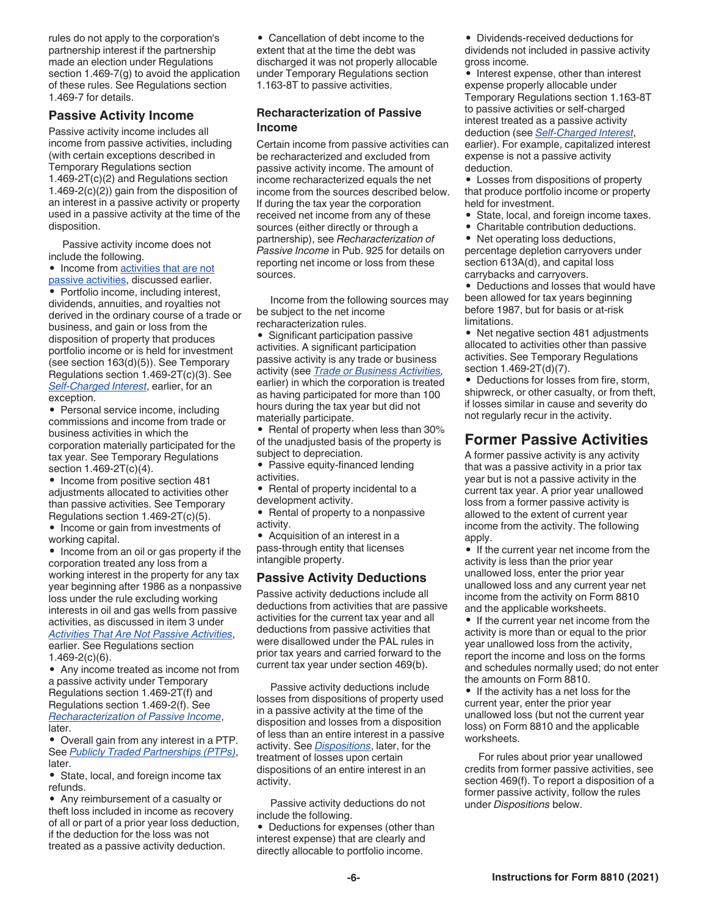rules do not apply to the corporation's partnership interest if the partnership made an election under Regulations section 1.469-7(g) to avoid the application of these rules. See Regulations section 1.469-7 for details.

## Passive Activity Income

Passive activity income includes all income from passive activities, including (with certain exceptions described in Temporary Regulations section 1.469-2T(c)(2) and Regulations section 1.469-2(c)(2)) gain from the disposition of an interest in a passive activity or property used in a passive activity at the time of the disposition.

Passive activity income does not include the following.

- Income from activities that are not passive activities, discussed earlier.
- Portfolio income, including interest, dividends, annuities, and royalties not derived in the ordinary course of a trade or business, and gain or loss from the disposition of property that produces portfolio income or is held for investment (see section 163(d)(5)). See Temporary Regulations section 1.469-2T(c)(3). See *Self-Charged Interest*, earlier, for an exception.
- Personal service income, including commissions and income from trade or business activities in which the corporation materially participated for the tax year. See Temporary Regulations section 1.469-2T(c)(4).
- Income from positive section 481 adjustments allocated to activities other than passive activities. See Temporary Regulations section 1.469-2T(c)(5).
- Income or gain from investments of working capital.
- Income from an oil or gas property if the corporation treated any loss from a working interest in the property for any tax year beginning after 1986 as a nonpassive loss under the rule excluding working interests in oil and gas wells from passive activities, as discussed in *Activities That Are Not Passive Activities*, earlier. See Regulations section 1.469-2(c)(6).
- Any income treated as income not from a passive activity under Temporary Regulations section 1.469-2T(f) and Regulations section 1.469-2(f). See *Recharacterization of Passive Income*, later.
- Overall gain from any interest in a PTP. See *Publicly Traded Partnerships (PTPs)*, later.
- State, local, and foreign income tax refunds.
- Any reimbursement of a casualty or theft loss included in income as recovery of all or part of a prior year loss deduction, if the deduction for the loss was not treated as a passive activity deduction.
- Cancellation of debt income to the extent that at the time the debt was discharged it was not properly allocable under Temporary Regulations section 1.163-8T to passive activities.

### Recharacterization of Passive Income

Certain income from passive activities can be recharacterized and excluded from passive activity income. The amount of income recharacterized equals the net income from the sources described below. If during the tax year the corporation received net income from any of these sources (either directly or through a partnership), see *Recharacterization of Passive Income* in Pub. 925 for details on reporting net income or loss from these sources.

Income from the following sources may be subject to the net income recharacterization rules.

- Significant participation passive activities. A significant participation passive activity is any trade or business activity (see *Trade or Business Activities*, earlier) in which the corporation is treated as having participated for more than 100 hours during the tax year but did not materially participate.
- Rental of property when less than 30% of the unadjusted basis of the property is subject to depreciation.
- Passive equity-financed lending activities.
- Rental of property incidental to a development activity.
- Rental of property to a nonpassive activity.
- Acquisition of an interest in a pass-through entity that licenses intangible property.

## Passive Activity Deductions

Passive activity deductions include all deductions from activities that are passive activities for the current tax year and all deductions from passive activities that were disallowed under the PAL rules in prior tax years and carried forward to the current tax year under section 469(b).

Passive activity deductions include losses from dispositions of property used in a passive activity at the time of the disposition and losses from a disposition of less than an entire interest in a passive activity. See *Dispositions*, later, for the treatment of losses upon certain dispositions of an entire interest in an activity.

Passive activity deductions do not include the following.

- Deductions for expenses (other than interest expense) that are clearly and directly allocable to portfolio income.
- Dividends-received deductions for dividends not included in passive activity gross income.
- Interest expense, other than interest expense properly allocable under Temporary Regulations section 1.163-8T to passive activities or self-charged interest treated as a passive activity deduction (see *Self-Charged Interest*, earlier). For example, capitalized interest expense is not a passive activity deduction.
- Losses from dispositions of property that produce portfolio income or property held for investment.
- State, local, and foreign income taxes.
- Charitable contribution deductions.
- Net operating loss deductions, percentage depletion carryovers under section 613A(d), and capital loss carrybacks and carryovers.
- Deductions and losses that would have been allowed for tax years beginning before 1987, but for basis or at-risk limitations.
- Net negative section 481 adjustments allocated to activities other than passive activities. See Temporary Regulations section 1.469-2T(d)(7).
- Deductions for losses from fire, storm, shipwreck, or other casualty, or from theft, if losses similar in cause and severity do not regularly recur in the activity.

## Former Passive Activities

A former passive activity is any activity that was a passive activity in a prior tax year but is not a passive activity in the current tax year. A prior year unallowed loss from a former passive activity is allowed to the extent of current year income from the activity. The following apply.

- If the current year net income from the activity is less than the prior year unallowed loss, enter the prior year unallowed loss and any current year net income from the activity on Form 8810 and the applicable worksheets.
- If the current year net income from the activity is more than or equal to the prior year unallowed loss from the activity, report the income and loss on the forms and schedules normally used; do not enter the amounts on Form 8810.
- If the activity has a net loss for the current year, enter the prior year unallowed loss (but not the current year loss) on Form 8810 and the applicable worksheets.

For rules about prior year unallowed credits from former passive activities, see section 469(f). To report a disposition of a former passive activity, follow the rules under *Dispositions* below.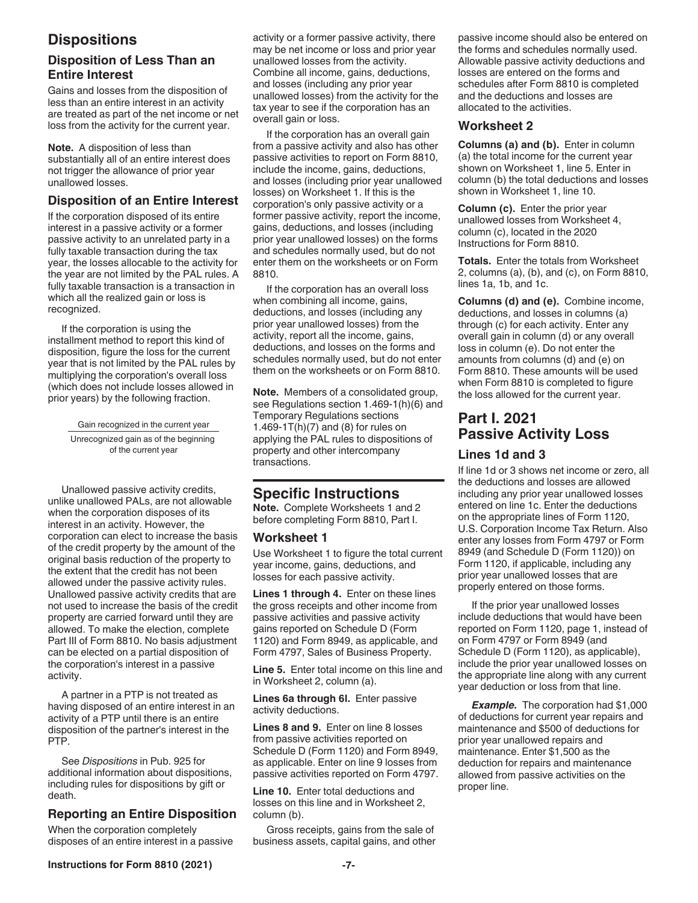## Dispositions

### Disposition of Less Than an Entire Interest

Gains and losses from the disposition of less than an entire interest in an activity are treated as part of the net income or net loss from the activity for the current year.

**Note.** A disposition of less than substantially all of an entire interest does not trigger the allowance of prior year unallowed losses.

### Disposition of an Entire Interest

If the corporation disposed of its entire interest in a passive activity or a former passive activity to an unrelated party in a fully taxable transaction during the tax year, the losses allocable to the activity for the year are not limited by the PAL rules. A fully taxable transaction is a transaction in which all the realized gain or loss is recognized.

If the corporation is using the installment method to report this kind of disposition, figure the loss for the current year that is not limited by the PAL rules by multiplying the corporation's overall loss (which does not include losses allowed in prior years) by the following fraction.

$$\frac{\text{Gain recognized in the current year}}{\text{Unrecognized gain as of the beginning of the current year}}$$

Unallowed passive activity credits, unlike unallowed PALs, are not allowable when the corporation disposes of its interest in an activity. However, the corporation can elect to increase the basis of the credit property by the amount of the original basis reduction of the property to the extent that the credit has not been allowed under the passive activity rules. Unallowed passive activity credits that are not used to increase the basis of the credit property are carried forward until they are allowed. To make the election, complete Part III of Form 8810. No basis adjustment can be elected on a partial disposition of the corporation's interest in a passive activity.

A partner in a PTP is not treated as having disposed of an entire interest in an activity of a PTP until there is an entire disposition of the partner's interest in the PTP.

See *Dispositions* in Pub. 925 for additional information about dispositions, including rules for dispositions by gift or death.

### Reporting an Entire Disposition

When the corporation completely disposes of an entire interest in a passive activity or a former passive activity, there may be net income or loss and prior year unallowed losses from the activity. Combine all income, gains, deductions, and losses (including any prior year unallowed losses) from the activity for the tax year to see if the corporation has an overall gain or loss.

If the corporation has an overall gain from a passive activity and also has other passive activities to report on Form 8810, include the income, gains, deductions, and losses (including prior year unallowed losses) on Worksheet 1. If this is the corporation's only passive activity or a former passive activity, report the income, gains, deductions, and losses (including prior year unallowed losses) on the forms and schedules normally used, but do not enter them on the worksheets or on Form 8810.

If the corporation has an overall loss when combining all income, gains, deductions, and losses (including any prior year unallowed losses) from the activity, report all the income, gains, deductions, and losses on the forms and schedules normally used, but do not enter them on the worksheets or on Form 8810.

**Note.** Members of a consolidated group, see Regulations section 1.469-1(h)(6) and Temporary Regulations sections 1.469-1T(h)(7) and (8) for rules on applying the PAL rules to dispositions of property and other intercompany transactions.

## Specific Instructions

**Note.** Complete Worksheets 1 and 2 before completing Form 8810, Part I.

### Worksheet 1

Use Worksheet 1 to figure the total current year income, gains, deductions, and losses for each passive activity.

**Lines 1 through 4.** Enter on these lines the gross receipts and other income from passive activities and passive activity gains reported on Schedule D (Form 1120) and Form 8949, as applicable, and Form 4797, Sales of Business Property.

**Line 5.** Enter total income on this line and in Worksheet 2, column (a).

**Lines 6a through 6l.** Enter passive activity deductions.

**Lines 8 and 9.** Enter on line 8 losses from passive activities reported on Schedule D (Form 1120) and Form 8949, as applicable. Enter on line 9 losses from passive activities reported on Form 4797.

**Line 10.** Enter total deductions and losses on this line and in Worksheet 2, column (b).

Gross receipts, gains from the sale of business assets, capital gains, and other passive income should also be entered on the forms and schedules normally used. Allowable passive activity deductions and losses are entered on the forms and schedules after Form 8810 is completed and the deductions and losses are allocated to the activities.

### Worksheet 2

**Columns (a) and (b).** Enter in column (a) the total income for the current year shown on Worksheet 1, line 5. Enter in column (b) the total deductions and losses shown in Worksheet 1, line 10.

**Column (c).** Enter the prior year unallowed losses from Worksheet 4, column (c), located in the 2020 Instructions for Form 8810.

**Totals.** Enter the totals from Worksheet 2, columns (a), (b), and (c), on Form 8810, lines 1a, 1b, and 1c.

**Columns (d) and (e).** Combine income, deductions, and losses in columns (a) through (c) for each activity. Enter any overall gain in column (d) or any overall loss in column (e). Do not enter the amounts from columns (d) and (e) on Form 8810. These amounts will be used when Form 8810 is completed to figure the loss allowed for the current year.

## Part I. 2021 Passive Activity Loss

### Lines 1d and 3

If line 1d or 3 shows net income or zero, all the deductions and losses are allowed including any prior year unallowed losses entered on line 1c. Enter the deductions on the appropriate lines of Form 1120, U.S. Corporation Income Tax Return. Also enter any losses from Form 4797 or Form 8949 (and Schedule D (Form 1120)) on Form 1120, if applicable, including any prior year unallowed losses that are properly entered on those forms.

If the prior year unallowed losses include deductions that would have been reported on Form 1120, page 1, instead of on Form 4797 or Form 8949 (and Schedule D (Form 1120), as applicable), include the prior year unallowed losses on the appropriate line along with any current year deduction or loss from that line.

***Example.*** The corporation had $1,000 of deductions for current year repairs and maintenance and $500 of deductions for prior year unallowed repairs and maintenance. Enter $1,500 as the deduction for repairs and maintenance allowed from passive activities on the proper line.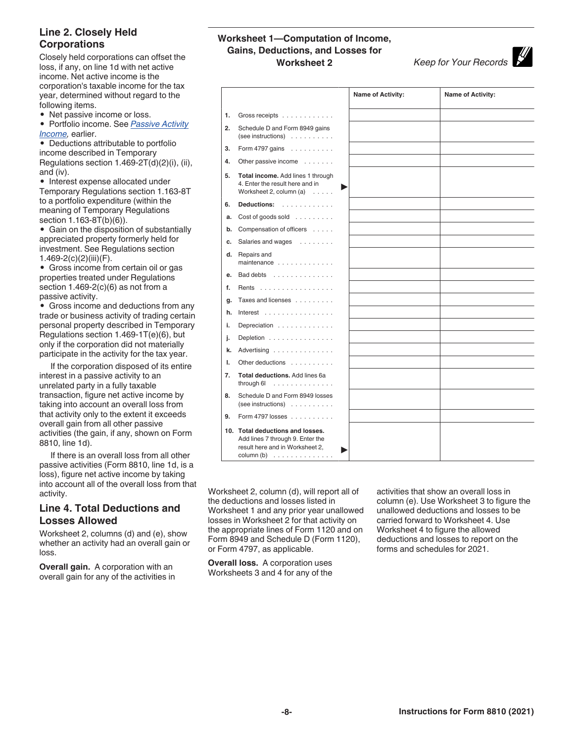## Line 2. Closely Held Corporations

Closely held corporations can offset the loss, if any, on line 1d with net active income. Net active income is the corporation's taxable income for the tax year, determined without regard to the following items.

- Net passive income or loss.
- Portfolio income. See *Passive Activity Income,* earlier.
- Deductions attributable to portfolio income described in Temporary Regulations section 1.469-2T(d)(2)(i), (ii), and (iv).
- Interest expense allocated under Temporary Regulations section 1.163-8T to a portfolio expenditure (within the meaning of Temporary Regulations section 1.163-8T(b)(6)).
- Gain on the disposition of substantially appreciated property formerly held for investment. See Regulations section 1.469-2(c)(2)(iii)(F).
- Gross income from certain oil or gas properties treated under Regulations section 1.469-2(c)(6) as not from a passive activity.
- Gross income and deductions from any trade or business activity of trading certain personal property described in Temporary Regulations section 1.469-1T(e)(6), but only if the corporation did not materially participate in the activity for the tax year.

If the corporation disposed of its entire interest in a passive activity to an unrelated party in a fully taxable transaction, figure net active income by taking into account an overall loss from that activity only to the extent it exceeds overall gain from all other passive activities (the gain, if any, shown on Form 8810, line 1d).

If there is an overall loss from all other passive activities (Form 8810, line 1d, is a loss), figure net active income by taking into account all of the overall loss from that activity.

## Line 4. Total Deductions and Losses Allowed

Worksheet 2, columns (d) and (e), show whether an activity had an overall gain or loss.

**Overall gain.** A corporation with an overall gain for any of the activities in Worksheet 2, column (d), will report all of the deductions and losses listed in Worksheet 1 and any prior year unallowed losses in Worksheet 2 for that activity on the appropriate lines of Form 1120 and on Form 8949 and Schedule D (Form 1120), or Form 4797, as applicable.

**Overall loss.** A corporation uses Worksheets 3 and 4 for any of the activities that show an overall loss in column (e). Use Worksheet 3 to figure the unallowed deductions and losses to be carried forward to Worksheet 4. Use Worksheet 4 to figure the allowed deductions and losses to report on the forms and schedules for 2021.

### Worksheet 1—Computation of Income, Gains, Deductions, and Losses for Worksheet 2

*Keep for Your Records*

| | | Name of Activity: | Name of Activity: |
|---|---|---|---|
| **1.** | Gross receipts | | |
| **2.** | Schedule D and Form 8949 gains (see instructions) | | |
| **3.** | Form 4797 gains | | |
| **4.** | Other passive income | | |
| **5.** | **Total income.** Add lines 1 through 4. Enter the result here and in Worksheet 2, column (a) ▶ | | |
| **6.** | **Deductions:** | | |
| **a.** | Cost of goods sold | | |
| **b.** | Compensation of officers | | |
| **c.** | Salaries and wages | | |
| **d.** | Repairs and maintenance | | |
| **e.** | Bad debts | | |
| **f.** | Rents | | |
| **g.** | Taxes and licenses | | |
| **h.** | Interest | | |
| **i.** | Depreciation | | |
| **j.** | Depletion | | |
| **k.** | Advertising | | |
| **l.** | Other deductions | | |
| **7.** | **Total deductions.** Add lines 6a through 6l | | |
| **8.** | Schedule D and Form 8949 losses (see instructions) | | |
| **9.** | Form 4797 losses | | |
| **10.** | **Total deductions and losses.** Add lines 7 through 9. Enter the result here and in Worksheet 2, column (b) ▶ | | |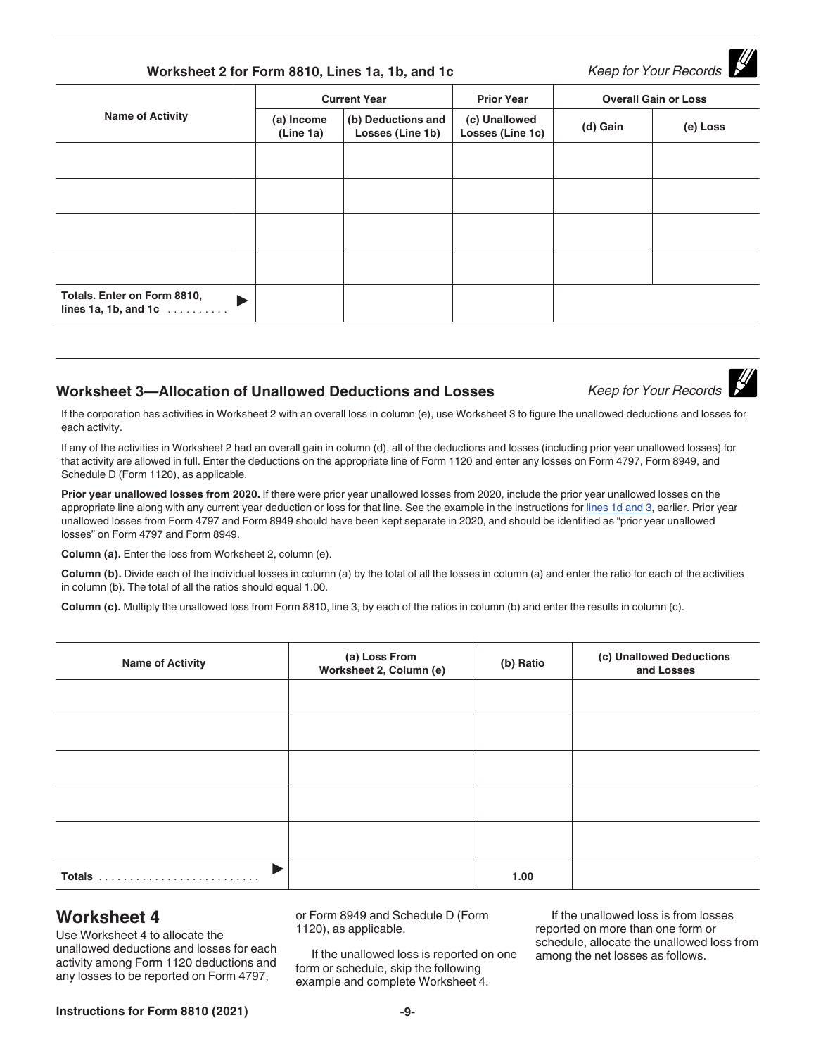### Worksheet 2 for Form 8810, Lines 1a, 1b, and 1c

*Keep for Your Records*

| Name of Activity | Current Year | | Prior Year | Overall Gain or Loss | |
|---|---|---|---|---|---|
| | (a) Income (Line 1a) | (b) Deductions and Losses (Line 1b) | (c) Unallowed Losses (Line 1c) | (d) Gain | (e) Loss |
| | | | | | |
| | | | | | |
| | | | | | |
| | | | | | |
| **Totals. Enter on Form 8810, lines 1a, 1b, and 1c** . . . . . . . . . . ▶ | | | | | |

### Worksheet 3—Allocation of Unallowed Deductions and Losses

*Keep for Your Records*

If the corporation has activities in Worksheet 2 with an overall loss in column (e), use Worksheet 3 to figure the unallowed deductions and losses for each activity.

If any of the activities in Worksheet 2 had an overall gain in column (d), all of the deductions and losses (including prior year unallowed losses) for that activity are allowed in full. Enter the deductions on the appropriate line of Form 1120 and enter any losses on Form 4797, Form 8949, and Schedule D (Form 1120), as applicable.

**Prior year unallowed losses from 2020.** If there were prior year unallowed losses from 2020, include the prior year unallowed losses on the appropriate line along with any current year deduction or loss for that line. See the example in the instructions for lines 1d and 3, earlier. Prior year unallowed losses from Form 4797 and Form 8949 should have been kept separate in 2020, and should be identified as "prior year unallowed losses" on Form 4797 and Form 8949.

**Column (a).** Enter the loss from Worksheet 2, column (e).

**Column (b).** Divide each of the individual losses in column (a) by the total of all the losses in column (a) and enter the ratio for each of the activities in column (b). The total of all the ratios should equal 1.00.

**Column (c).** Multiply the unallowed loss from Form 8810, line 3, by each of the ratios in column (b) and enter the results in column (c).

| Name of Activity | (a) Loss From Worksheet 2, Column (e) | (b) Ratio | (c) Unallowed Deductions and Losses |
|---|---|---|---|
| | | | |
| | | | |
| | | | |
| | | | |
| | | | |
| **Totals** . . . . . . . . . . . . . . . . . . . . . . . . . . ▶ | | **1.00** | |

## Worksheet 4

Use Worksheet 4 to allocate the unallowed deductions and losses for each activity among Form 1120 deductions and any losses to be reported on Form 4797, or Form 8949 and Schedule D (Form 1120), as applicable.

If the unallowed loss is reported on one form or schedule, skip the following example and complete Worksheet 4.

If the unallowed loss is from losses reported on more than one form or schedule, allocate the unallowed loss from among the net losses as follows.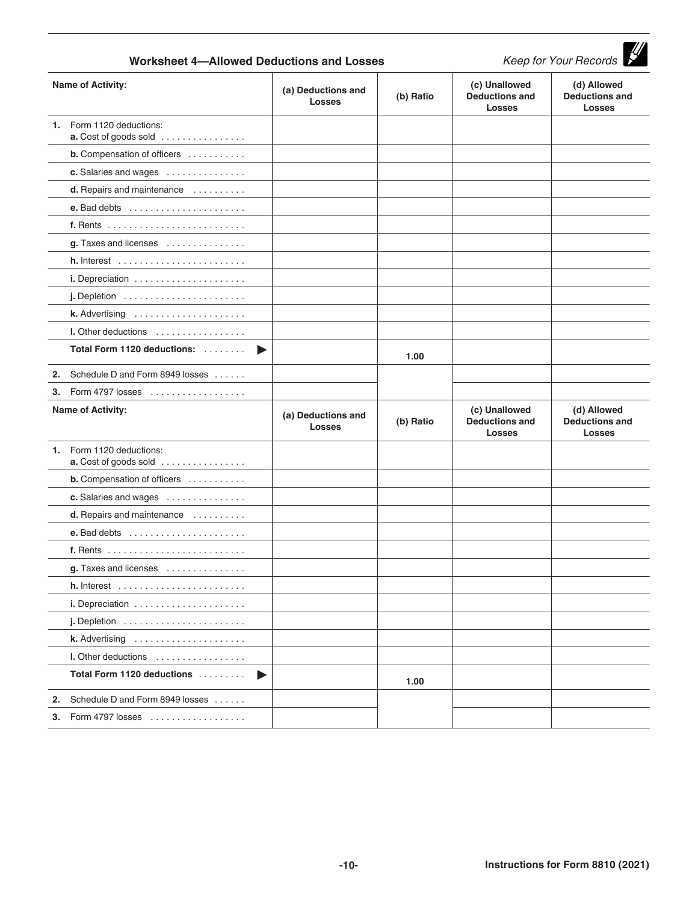## Worksheet 4—Allowed Deductions and Losses

*Keep for Your Records*

| Name of Activity: | (a) Deductions and Losses | (b) Ratio | (c) Unallowed Deductions and Losses | (d) Allowed Deductions and Losses |
|---|---|---|---|---|
| **1.** Form 1120 deductions: **a.** Cost of goods sold | | | | |
| **b.** Compensation of officers | | | | |
| **c.** Salaries and wages | | | | |
| **d.** Repairs and maintenance | | | | |
| **e.** Bad debts | | | | |
| **f.** Rents | | | | |
| **g.** Taxes and licenses | | | | |
| **h.** Interest | | | | |
| **i.** Depreciation | | | | |
| **j.** Depletion | | | | |
| **k.** Advertising | | | | |
| **l.** Other deductions | | | | |
| **Total Form 1120 deductions:** ▶ | | 1.00 | | |
| **2.** Schedule D and Form 8949 losses | | | | |
| **3.** Form 4797 losses | | | | |

| Name of Activity: | (a) Deductions and Losses | (b) Ratio | (c) Unallowed Deductions and Losses | (d) Allowed Deductions and Losses |
|---|---|---|---|---|
| **1.** Form 1120 deductions: **a.** Cost of goods sold | | | | |
| **b.** Compensation of officers | | | | |
| **c.** Salaries and wages | | | | |
| **d.** Repairs and maintenance | | | | |
| **e.** Bad debts | | | | |
| **f.** Rents | | | | |
| **g.** Taxes and licenses | | | | |
| **h.** Interest | | | | |
| **i.** Depreciation | | | | |
| **j.** Depletion | | | | |
| **k.** Advertising | | | | |
| **l.** Other deductions | | | | |
| **Total Form 1120 deductions** ▶ | | 1.00 | | |
| **2.** Schedule D and Form 8949 losses | | | | |
| **3.** Form 4797 losses | | | | |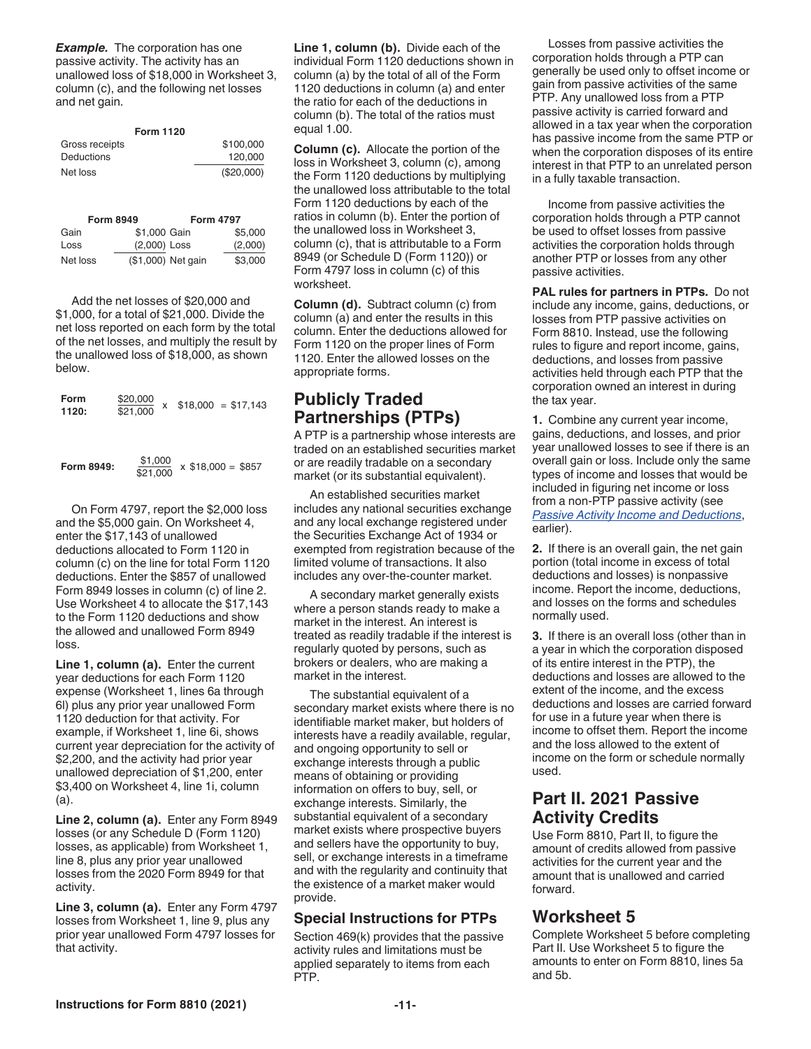***Example.*** The corporation has one passive activity. The activity has an unallowed loss of $18,000 in Worksheet 3, column (c), and the following net losses and net gain.

| Form 1120 | |
|---|---|
| Gross receipts | $100,000 |
| Deductions | 120,000 |
| Net loss | ($20,000) |

| Form 8949 | | Form 4797 | |
|---|---|---|---|
| Gain | $1,000 | Gain | $5,000 |
| Loss | (2,000) | Loss | (2,000) |
| Net loss | ($1,000) | Net gain | $3,000 |

Add the net losses of $20,000 and $1,000, for a total of $21,000. Divide the net loss reported on each form by the total of the net losses, and multiply the result by the unallowed loss of $18,000, as shown below.

**Form 1120:** $\frac{\$20,000}{\$21,000} \times \$18,000 = \$17,143$

**Form 8949:** $\frac{\$1,000}{\$21,000} \times \$18,000 = \$857$

On Form 4797, report the $2,000 loss and the $5,000 gain. On Worksheet 4, enter the $17,143 of unallowed deductions allocated to Form 1120 in column (c) on the line for total Form 1120 deductions. Enter the $857 of unallowed Form 8949 losses in column (c) of line 2. Use Worksheet 4 to allocate the $17,143 to the Form 1120 deductions and show the allowed and unallowed Form 8949 loss.

**Line 1, column (a).** Enter the current year deductions for each Form 1120 expense (Worksheet 1, lines 6a through 6l) plus any prior year unallowed Form 1120 deduction for that activity. For example, if Worksheet 1, line 6i, shows current year depreciation for the activity of $2,200, and the activity had prior year unallowed depreciation of $1,200, enter $3,400 on Worksheet 4, line 1i, column (a).

**Line 2, column (a).** Enter any Form 8949 losses (or any Schedule D (Form 1120) losses, as applicable) from Worksheet 1, line 8, plus any prior year unallowed losses from the 2020 Form 8949 for that activity.

**Line 3, column (a).** Enter any Form 4797 losses from Worksheet 1, line 9, plus any prior year unallowed Form 4797 losses for that activity.

**Line 1, column (b).** Divide each of the individual Form 1120 deductions shown in column (a) by the total of all of the Form 1120 deductions in column (a) and enter the ratio for each of the deductions in column (b). The total of the ratios must equal 1.00.

**Column (c).** Allocate the portion of the loss in Worksheet 3, column (c), among the Form 1120 deductions by multiplying the unallowed loss attributable to the total Form 1120 deductions by each of the ratios in column (b). Enter the portion of the unallowed loss in Worksheet 3, column (c), that is attributable to a Form 8949 (or Schedule D (Form 1120)) or Form 4797 loss in column (c) of this worksheet.

**Column (d).** Subtract column (c) from column (a) and enter the results in this column. Enter the deductions allowed for Form 1120 on the proper lines of Form 1120. Enter the allowed losses on the appropriate forms.

## Publicly Traded Partnerships (PTPs)

A PTP is a partnership whose interests are traded on an established securities market or are readily tradable on a secondary market (or its substantial equivalent).

An established securities market includes any national securities exchange and any local exchange registered under the Securities Exchange Act of 1934 or exempted from registration because of the limited volume of transactions. It also includes any over-the-counter market.

A secondary market generally exists where a person stands ready to make a market in the interest. An interest is treated as readily tradable if the interest is regularly quoted by persons, such as brokers or dealers, who are making a market in the interest.

The substantial equivalent of a secondary market exists where there is no identifiable market maker, but holders of interests have a readily available, regular, and ongoing opportunity to sell or exchange interests through a public means of obtaining or providing information on offers to buy, sell, or exchange interests. Similarly, the substantial equivalent of a secondary market exists where prospective buyers and sellers have the opportunity to buy, sell, or exchange interests in a timeframe and with the regularity and continuity that the existence of a market maker would provide.

### Special Instructions for PTPs

Section 469(k) provides that the passive activity rules and limitations must be applied separately to items from each PTP.

Losses from passive activities the corporation holds through a PTP can generally be used only to offset income or gain from passive activities of the same PTP. Any unallowed loss from a PTP passive activity is carried forward and allowed in a tax year when the corporation has passive income from the same PTP or when the corporation disposes of its entire interest in that PTP to an unrelated person in a fully taxable transaction.

Income from passive activities the corporation holds through a PTP cannot be used to offset losses from passive activities the corporation holds through another PTP or losses from any other passive activities.

**PAL rules for partners in PTPs.** Do not include any income, gains, deductions, or losses from PTP passive activities on Form 8810. Instead, use the following rules to figure and report income, gains, deductions, and losses from passive activities held through each PTP that the corporation owned an interest in during the tax year.

**1.** Combine any current year income, gains, deductions, and losses, and prior year unallowed losses to see if there is an overall gain or loss. Include only the same types of income and losses that would be included in figuring net income or loss from a non-PTP passive activity (see *Passive Activity Income and Deductions*, earlier).

**2.** If there is an overall gain, the net gain portion (total income in excess of total deductions and losses) is nonpassive income. Report the income, deductions, and losses on the forms and schedules normally used.

**3.** If there is an overall loss (other than in a year in which the corporation disposed of its entire interest in the PTP), the deductions and losses are allowed to the extent of the income, and the excess deductions and losses are carried forward for use in a future year when there is income to offset them. Report the income and the loss allowed to the extent of income on the form or schedule normally used.

## Part II. 2021 Passive Activity Credits

Use Form 8810, Part II, to figure the amount of credits allowed from passive activities for the current year and the amount that is unallowed and carried forward.

## Worksheet 5

Complete Worksheet 5 before completing Part II. Use Worksheet 5 to figure the amounts to enter on Form 8810, lines 5a and 5b.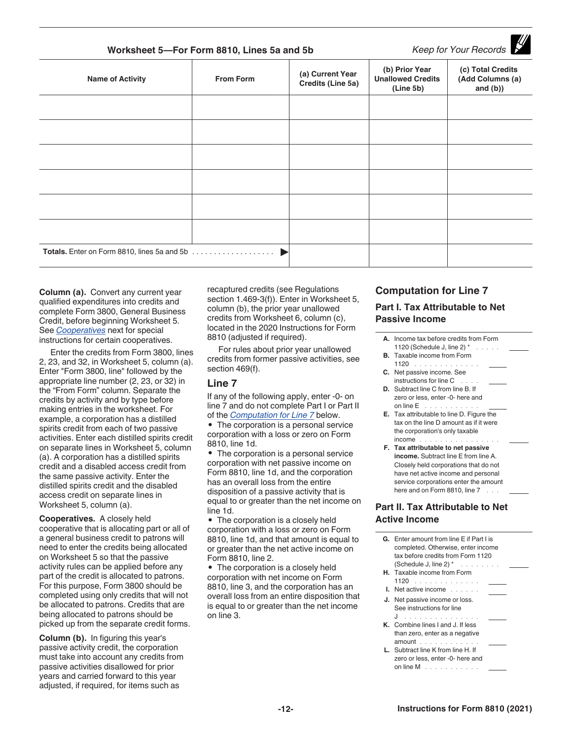## Worksheet 5—For Form 8810, Lines 5a and 5b

*Keep for Your Records*

| Name of Activity | From Form | (a) Current Year Credits (Line 5a) | (b) Prior Year Unallowed Credits (Line 5b) | (c) Total Credits (Add Columns (a) and (b)) |
|---|---|---|---|---|
| | | | | |
| | | | | |
| | | | | |
| | | | | |
| | | | | |
| | | | | |
| **Totals.** Enter on Form 8810, lines 5a and 5b . . . . . . . . . . . . . . . . . . . ▶ | | | | |

**Column (a).** Convert any current year qualified expenditures into credits and complete Form 3800, General Business Credit, before beginning Worksheet 5. See *Cooperatives* next for special instructions for certain cooperatives.

Enter the credits from Form 3800, lines 2, 23, and 32, in Worksheet 5, column (a). Enter "Form 3800, line" followed by the appropriate line number (2, 23, or 32) in the "From Form" column. Separate the credits by activity and by type before making entries in the worksheet. For example, a corporation has a distilled spirits credit from each of two passive activities. Enter each distilled spirits credit on separate lines in Worksheet 5, column (a). A corporation has a distilled spirits credit and a disabled access credit from the same passive activity. Enter the distilled spirits credit and the disabled access credit on separate lines in Worksheet 5, column (a).

**Cooperatives.** A closely held cooperative that is allocating part or all of a general business credit to patrons will need to enter the credits being allocated on Worksheet 5 so that the passive activity rules can be applied before any part of the credit is allocated to patrons. For this purpose, Form 3800 should be completed using only credits that will not be allocated to patrons. Credits that are being allocated to patrons should be picked up from the separate credit forms.

**Column (b).** In figuring this year's passive activity credit, the corporation must take into account any credits from passive activities disallowed for prior years and carried forward to this year adjusted, if required, for items such as recaptured credits (see Regulations section 1.469-3(f)). Enter in Worksheet 5, column (b), the prior year unallowed credits from Worksheet 6, column (c), located in the 2020 Instructions for Form 8810 (adjusted if required).

For rules about prior year unallowed credits from former passive activities, see section 469(f).

### Line 7

If any of the following apply, enter -0- on line 7 and do not complete Part I or Part II of the *Computation for Line 7* below.

- The corporation is a personal service corporation with a loss or zero on Form 8810, line 1d.
- The corporation is a personal service corporation with net passive income on Form 8810, line 1d, and the corporation has an overall loss from the entire disposition of a passive activity that is equal to or greater than the net income on line 1d.
- The corporation is a closely held corporation with a loss or zero on Form 8810, line 1d, and that amount is equal to or greater than the net active income on Form 8810, line 2.
- The corporation is a closely held corporation with net income on Form 8810, line 3, and the corporation has an overall loss from an entire disposition that is equal to or greater than the net income on line 3.

## Computation for Line 7

### Part I. Tax Attributable to Net Passive Income

**A.** Income tax before credits from Form 1120 (Schedule J, line 2) * . . . . . ______

**B.** Taxable income from Form 1120 . . . . . . . . . . . . . ______

**C.** Net passive income. See instructions for line C . . . . ______

**D.** Subtract line C from line B. If zero or less, enter -0- here and on line E . . . . . . . . . . . ______

**E.** Tax attributable to line D. Figure the tax on the line D amount as if it were the corporation's only taxable income . . . . . . . . . . . . . . . . ______

**F. Tax attributable to net passive income.** Subtract line E from line A. Closely held corporations that do not have net active income and personal service corporations enter the amount here and on Form 8810, line 7 . . . ______

### Part II. Tax Attributable to Net Active Income

**G.** Enter amount from line E if Part I is completed. Otherwise, enter income tax before credits from Form 1120 (Schedule J, line 2) * . . . . . . . . ______

**H.** Taxable income from Form 1120 . . . . . . . . . . . . . ______

**I.** Net active income . . . . . . ______

**J.** Net passive income or loss. See instructions for line J . . . . . . . . . . . . . . . ______

**K.** Combine lines I and J. If less than zero, enter as a negative amount . . . . . . . . . . . . ______

**L.** Subtract line K from line H. If zero or less, enter -0- here and on line M . . . . . . . . . . . ______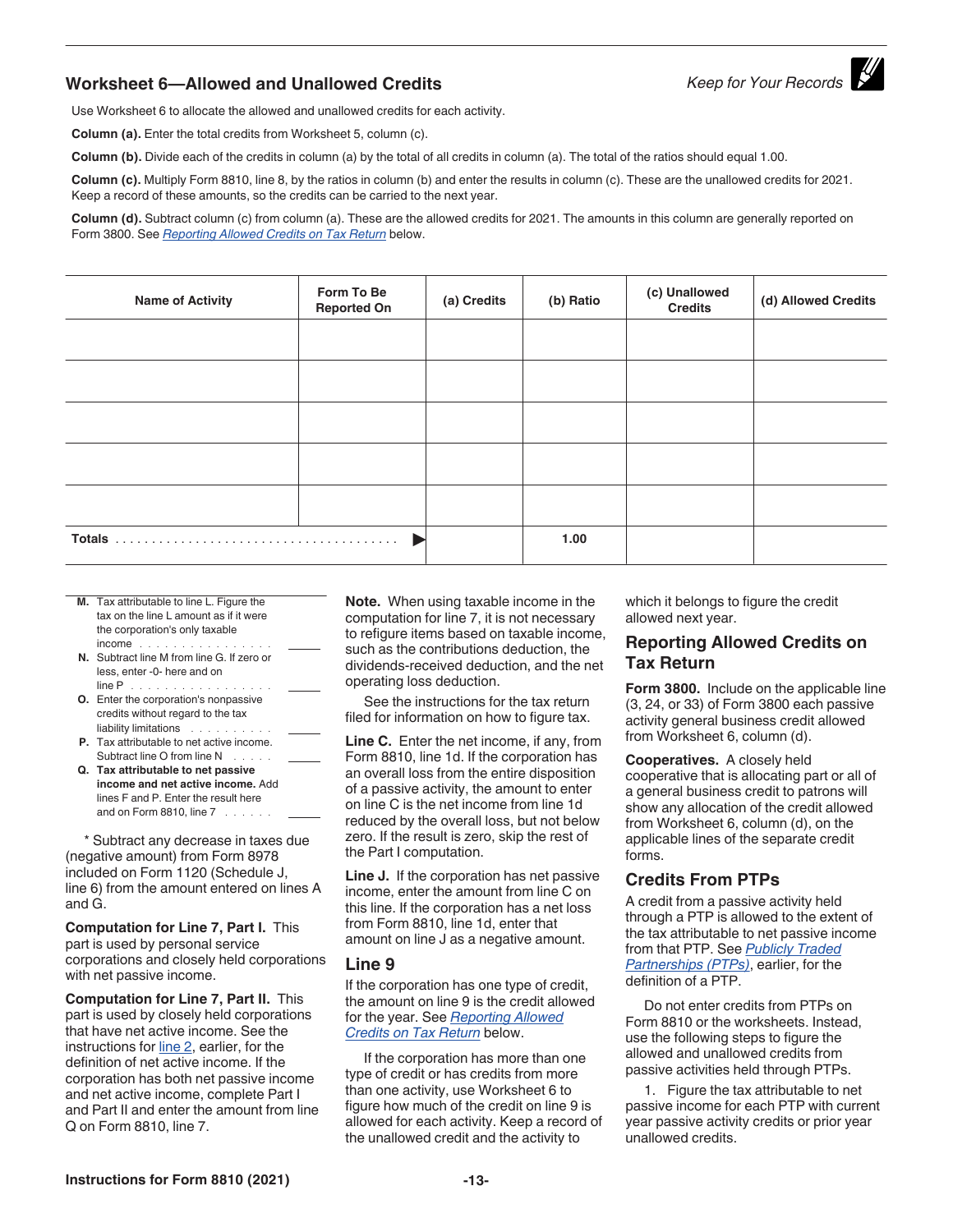## Worksheet 6—Allowed and Unallowed Credits

*Keep for Your Records*

Use Worksheet 6 to allocate the allowed and unallowed credits for each activity.

**Column (a).** Enter the total credits from Worksheet 5, column (c).

**Column (b).** Divide each of the credits in column (a) by the total of all credits in column (a). The total of the ratios should equal 1.00.

**Column (c).** Multiply Form 8810, line 8, by the ratios in column (b) and enter the results in column (c). These are the unallowed credits for 2021. Keep a record of these amounts, so the credits can be carried to the next year.

**Column (d).** Subtract column (c) from column (a). These are the allowed credits for 2021. The amounts in this column are generally reported on Form 3800. See *Reporting Allowed Credits on Tax Return* below.

| Name of Activity | Form To Be Reported On | (a) Credits | (b) Ratio | (c) Unallowed Credits | (d) Allowed Credits |
|---|---|---|---|---|---|
| | | | | | |
| | | | | | |
| | | | | | |
| | | | | | |
| | | | | | |
| **Totals** . . . . . . . . . . . . . . . . . . . . . . . . . . . . . . . . . . . . . ▶ | | | 1.00 | | |

**M.** Tax attributable to line L. Figure the tax on the line L amount as if it were the corporation's only taxable income . . . . . . . . . . . . . . . . ______

**N.** Subtract line M from line G. If zero or less, enter -0- here and on line P . . . . . . . . . . . . . . . . . ______

**O.** Enter the corporation's nonpassive credits without regard to the tax liability limitations . . . . . . . . . . ______

**P.** Tax attributable to net active income. Subtract line O from line N . . . . . ______

**Q. Tax attributable to net passive income and net active income.** Add lines F and P. Enter the result here and on Form 8810, line 7 . . . . . . ______

\* Subtract any decrease in taxes due (negative amount) from Form 8978 included on Form 1120 (Schedule J, line 6) from the amount entered on lines A and G.

**Computation for Line 7, Part I.** This part is used by personal service corporations and closely held corporations with net passive income.

**Computation for Line 7, Part II.** This part is used by closely held corporations that have net active income. See the instructions for line 2, earlier, for the definition of net active income. If the corporation has both net passive income and net active income, complete Part I and Part II and enter the amount from line Q on Form 8810, line 7.

**Note.** When using taxable income in the computation for line 7, it is not necessary to refigure items based on taxable income, such as the contributions deduction, the dividends-received deduction, and the net operating loss deduction.

See the instructions for the tax return filed for information on how to figure tax.

**Line C.** Enter the net income, if any, from Form 8810, line 1d. If the corporation has an overall loss from the entire disposition of a passive activity, the amount to enter on line C is the net income from line 1d reduced by the overall loss, but not below zero. If the result is zero, skip the rest of the Part I computation.

**Line J.** If the corporation has net passive income, enter the amount from line C on this line. If the corporation has a net loss from Form 8810, line 1d, enter that amount on line J as a negative amount.

### Line 9

If the corporation has one type of credit, the amount on line 9 is the credit allowed for the year. See *Reporting Allowed Credits on Tax Return* below.

If the corporation has more than one type of credit or has credits from more than one activity, use Worksheet 6 to figure how much of the credit on line 9 is allowed for each activity. Keep a record of the unallowed credit and the activity to which it belongs to figure the credit allowed next year.

### Reporting Allowed Credits on Tax Return

**Form 3800.** Include on the applicable line (3, 24, or 33) of Form 3800 each passive activity general business credit allowed from Worksheet 6, column (d).

**Cooperatives.** A closely held cooperative that is allocating part or all of a general business credit to patrons will show any allocation of the credit allowed from Worksheet 6, column (d), on the applicable lines of the separate credit forms.

### Credits From PTPs

A credit from a passive activity held through a PTP is allowed to the extent of the tax attributable to net passive income from that PTP. See *Publicly Traded Partnerships (PTPs)*, earlier, for the definition of a PTP.

Do not enter credits from PTPs on Form 8810 or the worksheets. Instead, use the following steps to figure the allowed and unallowed credits from passive activities held through PTPs.

1. Figure the tax attributable to net passive income for each PTP with current year passive activity credits or prior year unallowed credits.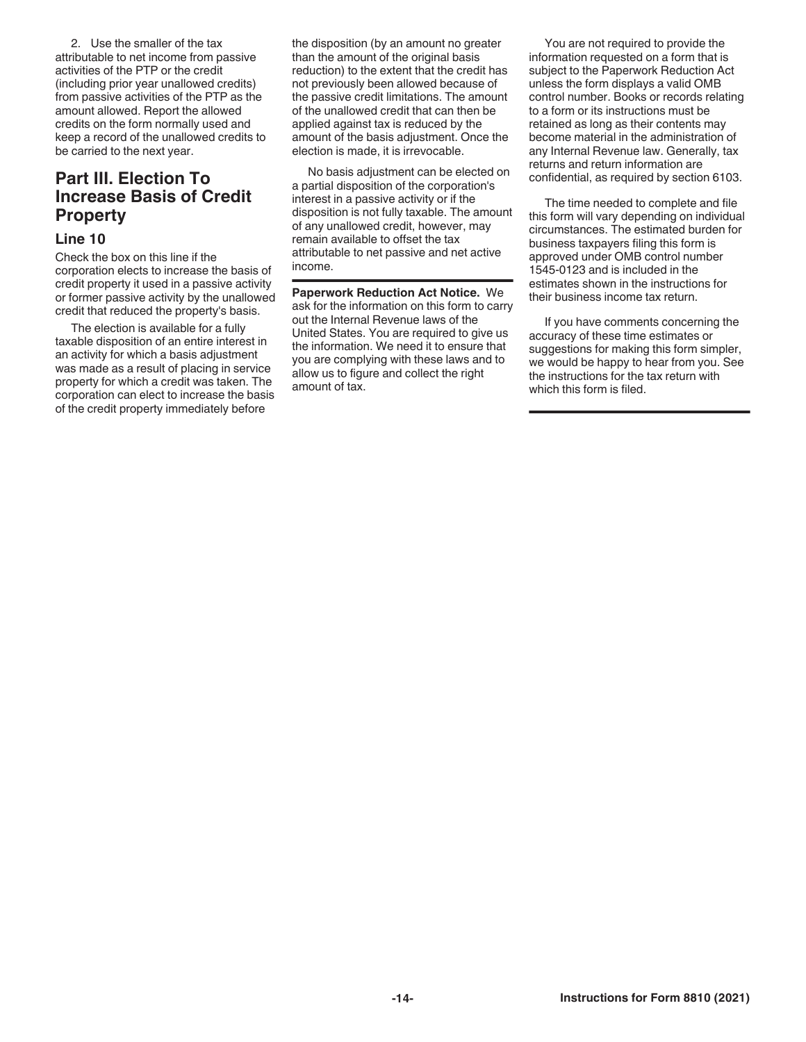2. Use the smaller of the tax attributable to net income from passive activities of the PTP or the credit (including prior year unallowed credits) from passive activities of the PTP as the amount allowed. Report the allowed credits on the form normally used and keep a record of the unallowed credits to be carried to the next year.

## Part III. Election To Increase Basis of Credit Property

### Line 10

Check the box on this line if the corporation elects to increase the basis of credit property it used in a passive activity or former passive activity by the unallowed credit that reduced the property's basis.

The election is available for a fully taxable disposition of an entire interest in an activity for which a basis adjustment was made as a result of placing in service property for which a credit was taken. The corporation can elect to increase the basis of the credit property immediately before the disposition (by an amount no greater than the amount of the original basis reduction) to the extent that the credit has not previously been allowed because of the passive credit limitations. The amount of the unallowed credit that can then be applied against tax is reduced by the amount of the basis adjustment. Once the election is made, it is irrevocable.

No basis adjustment can be elected on a partial disposition of the corporation's interest in a passive activity or if the disposition is not fully taxable. The amount of any unallowed credit, however, may remain available to offset the tax attributable to net passive and net active income.

**Paperwork Reduction Act Notice.** We ask for the information on this form to carry out the Internal Revenue laws of the United States. You are required to give us the information. We need it to ensure that you are complying with these laws and to allow us to figure and collect the right amount of tax.

You are not required to provide the information requested on a form that is subject to the Paperwork Reduction Act unless the form displays a valid OMB control number. Books or records relating to a form or its instructions must be retained as long as their contents may become material in the administration of any Internal Revenue law. Generally, tax returns and return information are confidential, as required by section 6103.

The time needed to complete and file this form will vary depending on individual circumstances. The estimated burden for business taxpayers filing this form is approved under OMB control number 1545-0123 and is included in the estimates shown in the instructions for their business income tax return.

If you have comments concerning the accuracy of these time estimates or suggestions for making this form simpler, we would be happy to hear from you. See the instructions for the tax return with which this form is filed.